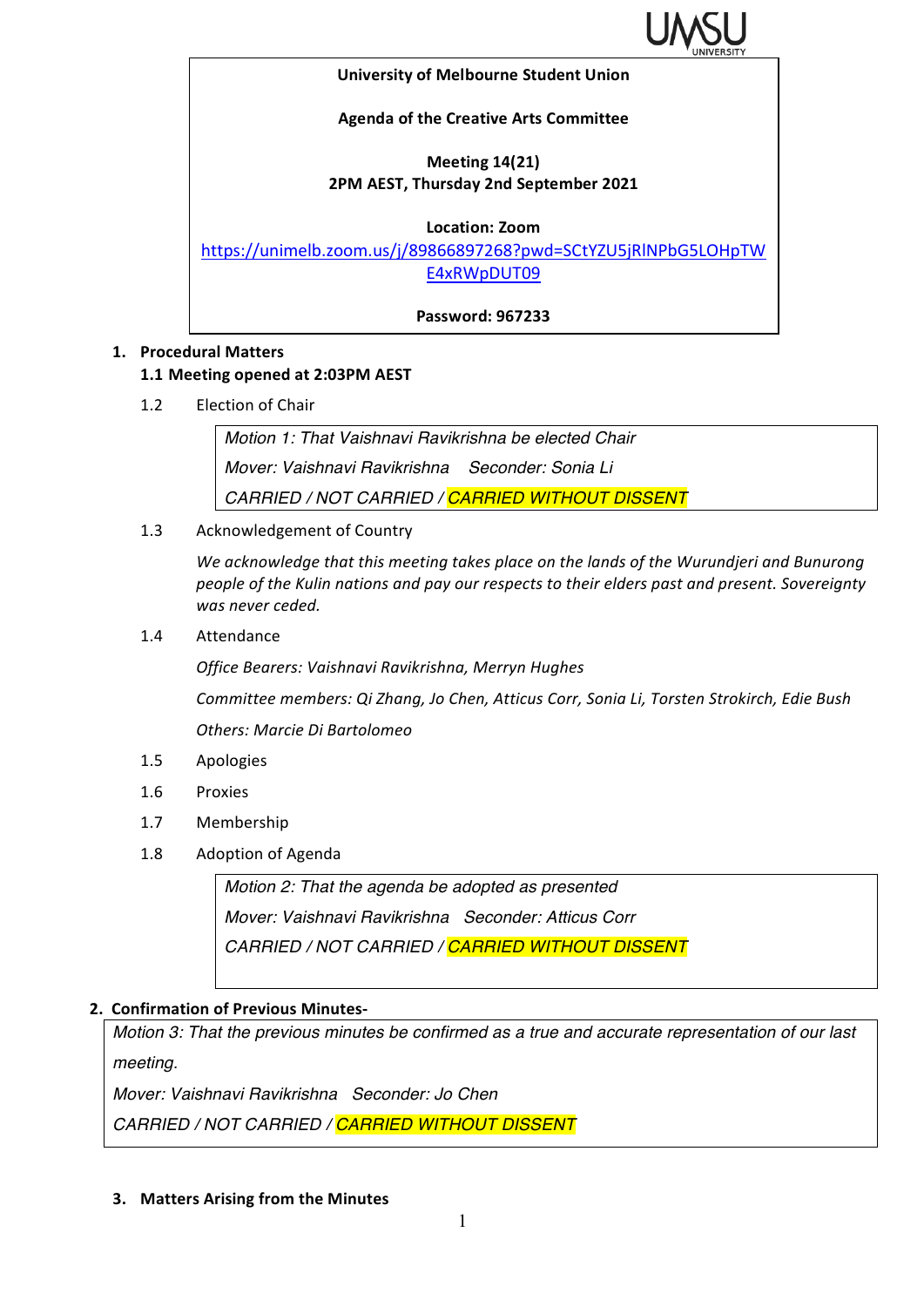**University of Melbourne Student Union**

**Agenda of the Creative Arts Committee**

**Meeting 14(21)**
**2PM AEST, Thursday 2nd September 2021**

**Location: Zoom**
https://unimelb.zoom.us/j/89866897268?pwd=SCtYZU5jRlNPbG5LOHpTWE4xRWpDUT09

**Password: 967233**

1. **Procedural Matters**

   **1.1 Meeting opened at 2:03PM AEST**

   1.2 Election of Chair

   > *Motion 1: That Vaishnavi Ravikrishna be elected Chair*
   > *Mover: Vaishnavi Ravikrishna   Seconder: Sonia Li*
   > *CARRIED / NOT CARRIED / CARRIED WITHOUT DISSENT*

   1.3 Acknowledgement of Country

   *We acknowledge that this meeting takes place on the lands of the Wurundjeri and Bunurong people of the Kulin nations and pay our respects to their elders past and present. Sovereignty was never ceded.*

   1.4 Attendance

   *Office Bearers: Vaishnavi Ravikrishna, Merryn Hughes*

   *Committee members: Qi Zhang, Jo Chen, Atticus Corr, Sonia Li, Torsten Strokirch, Edie Bush*

   *Others: Marcie Di Bartolomeo*

   1.5 Apologies

   1.6 Proxies

   1.7 Membership

   1.8 Adoption of Agenda

   > *Motion 2: That the agenda be adopted as presented*
   > *Mover: Vaishnavi Ravikrishna   Seconder: Atticus Corr*
   > *CARRIED / NOT CARRIED / CARRIED WITHOUT DISSENT*

2. **Confirmation of Previous Minutes-**

> *Motion 3: That the previous minutes be confirmed as a true and accurate representation of our last meeting.*
> *Mover: Vaishnavi Ravikrishna   Seconder: Jo Chen*
> *CARRIED / NOT CARRIED / CARRIED WITHOUT DISSENT*

3. **Matters Arising from the Minutes**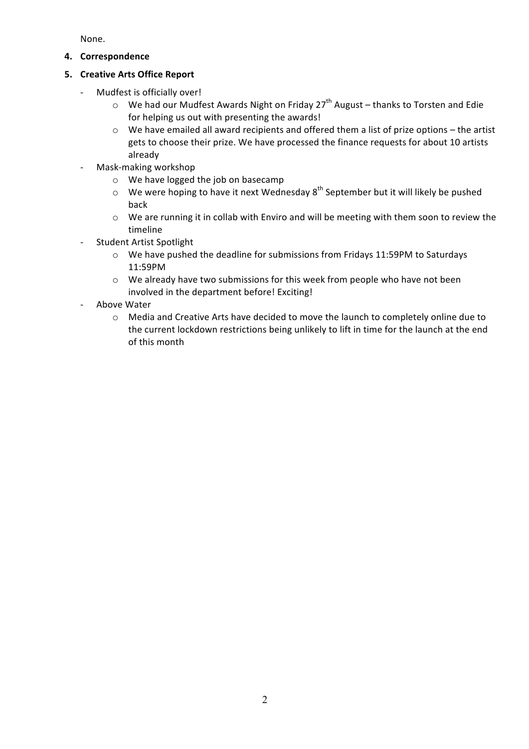None.

4. **Correspondence**

5. **Creative Arts Office Report**

- Mudfest is officially over!
    - We had our Mudfest Awards Night on Friday 27th August – thanks to Torsten and Edie for helping us out with presenting the awards!
    - We have emailed all award recipients and offered them a list of prize options – the artist gets to choose their prize. We have processed the finance requests for about 10 artists already
- Mask-making workshop
    - We have logged the job on basecamp
    - We were hoping to have it next Wednesday 8th September but it will likely be pushed back
    - We are running it in collab with Enviro and will be meeting with them soon to review the timeline
- Student Artist Spotlight
    - We have pushed the deadline for submissions from Fridays 11:59PM to Saturdays 11:59PM
    - We already have two submissions for this week from people who have not been involved in the department before! Exciting!
- Above Water
    - Media and Creative Arts have decided to move the launch to completely online due to the current lockdown restrictions being unlikely to lift in time for the launch at the end of this month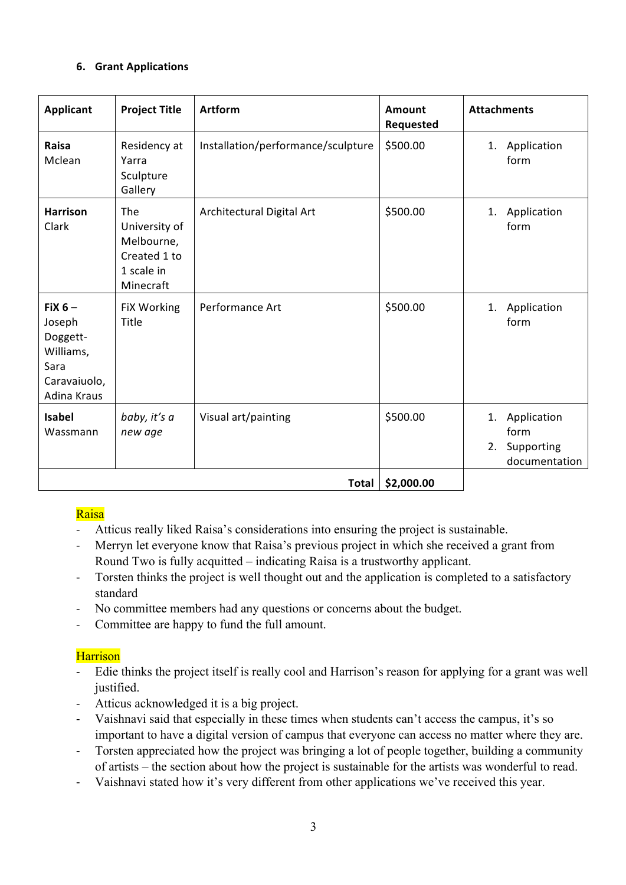### 6. Grant Applications

| Applicant | Project Title | Artform | Amount Requested | Attachments |
|---|---|---|---|---|
| **Raisa** Mclean | Residency at Yarra Sculpture Gallery | Installation/performance/sculpture | $500.00 | 1. Application form |
| **Harrison** Clark | The University of Melbourne, Created 1 to 1 scale in Minecraft | Architectural Digital Art | $500.00 | 1. Application form |
| **FiX 6** – Joseph Doggett-Williams, Sara Caravaiuolo, Adina Kraus | FiX Working Title | Performance Art | $500.00 | 1. Application form |
| **Isabel** Wassmann | *baby, it's a new age* | Visual art/painting | $500.00 | 1. Application form 2. Supporting documentation |
| | | **Total** | **$2,000.00** | |

Raisa

- Atticus really liked Raisa's considerations into ensuring the project is sustainable.
- Merryn let everyone know that Raisa's previous project in which she received a grant from Round Two is fully acquitted – indicating Raisa is a trustworthy applicant.
- Torsten thinks the project is well thought out and the application is completed to a satisfactory standard
- No committee members had any questions or concerns about the budget.
- Committee are happy to fund the full amount.

Harrison

- Edie thinks the project itself is really cool and Harrison's reason for applying for a grant was well justified.
- Atticus acknowledged it is a big project.
- Vaishnavi said that especially in these times when students can't access the campus, it's so important to have a digital version of campus that everyone can access no matter where they are.
- Torsten appreciated how the project was bringing a lot of people together, building a community of artists – the section about how the project is sustainable for the artists was wonderful to read.
- Vaishnavi stated how it's very different from other applications we've received this year.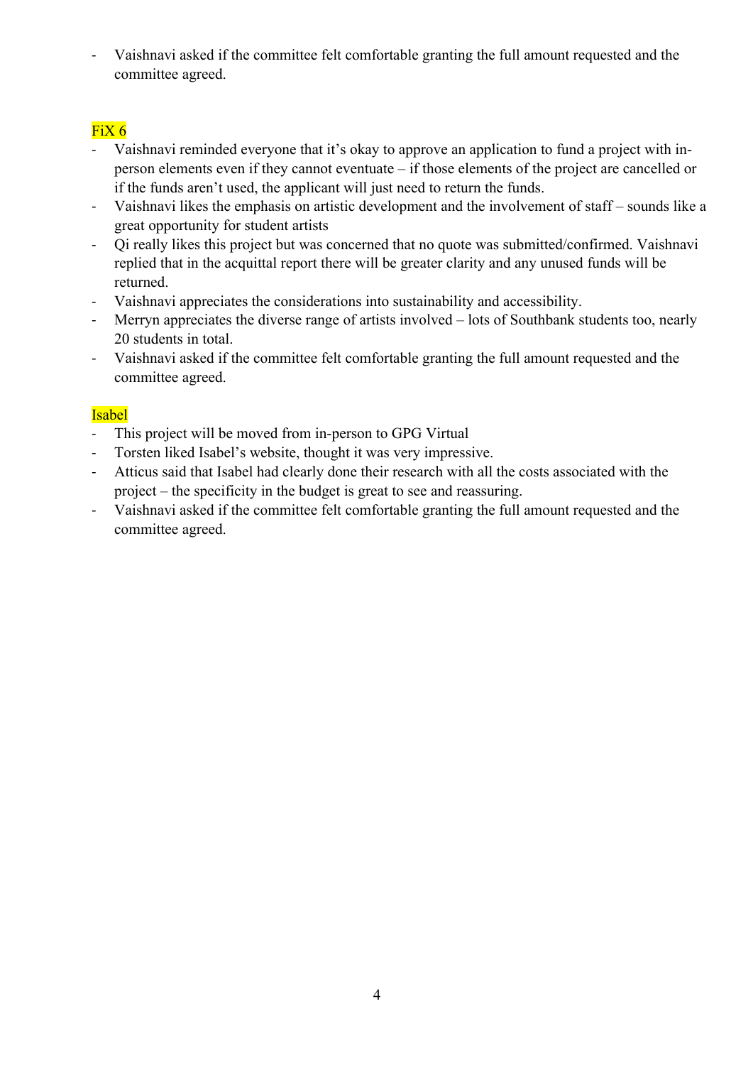- Vaishnavi asked if the committee felt comfortable granting the full amount requested and the committee agreed.

### FiX 6

- Vaishnavi reminded everyone that it's okay to approve an application to fund a project with in-person elements even if they cannot eventuate – if those elements of the project are cancelled or if the funds aren't used, the applicant will just need to return the funds.
- Vaishnavi likes the emphasis on artistic development and the involvement of staff – sounds like a great opportunity for student artists
- Qi really likes this project but was concerned that no quote was submitted/confirmed. Vaishnavi replied that in the acquittal report there will be greater clarity and any unused funds will be returned.
- Vaishnavi appreciates the considerations into sustainability and accessibility.
- Merryn appreciates the diverse range of artists involved – lots of Southbank students too, nearly 20 students in total.
- Vaishnavi asked if the committee felt comfortable granting the full amount requested and the committee agreed.

### Isabel

- This project will be moved from in-person to GPG Virtual
- Torsten liked Isabel's website, thought it was very impressive.
- Atticus said that Isabel had clearly done their research with all the costs associated with the project – the specificity in the budget is great to see and reassuring.
- Vaishnavi asked if the committee felt comfortable granting the full amount requested and the committee agreed.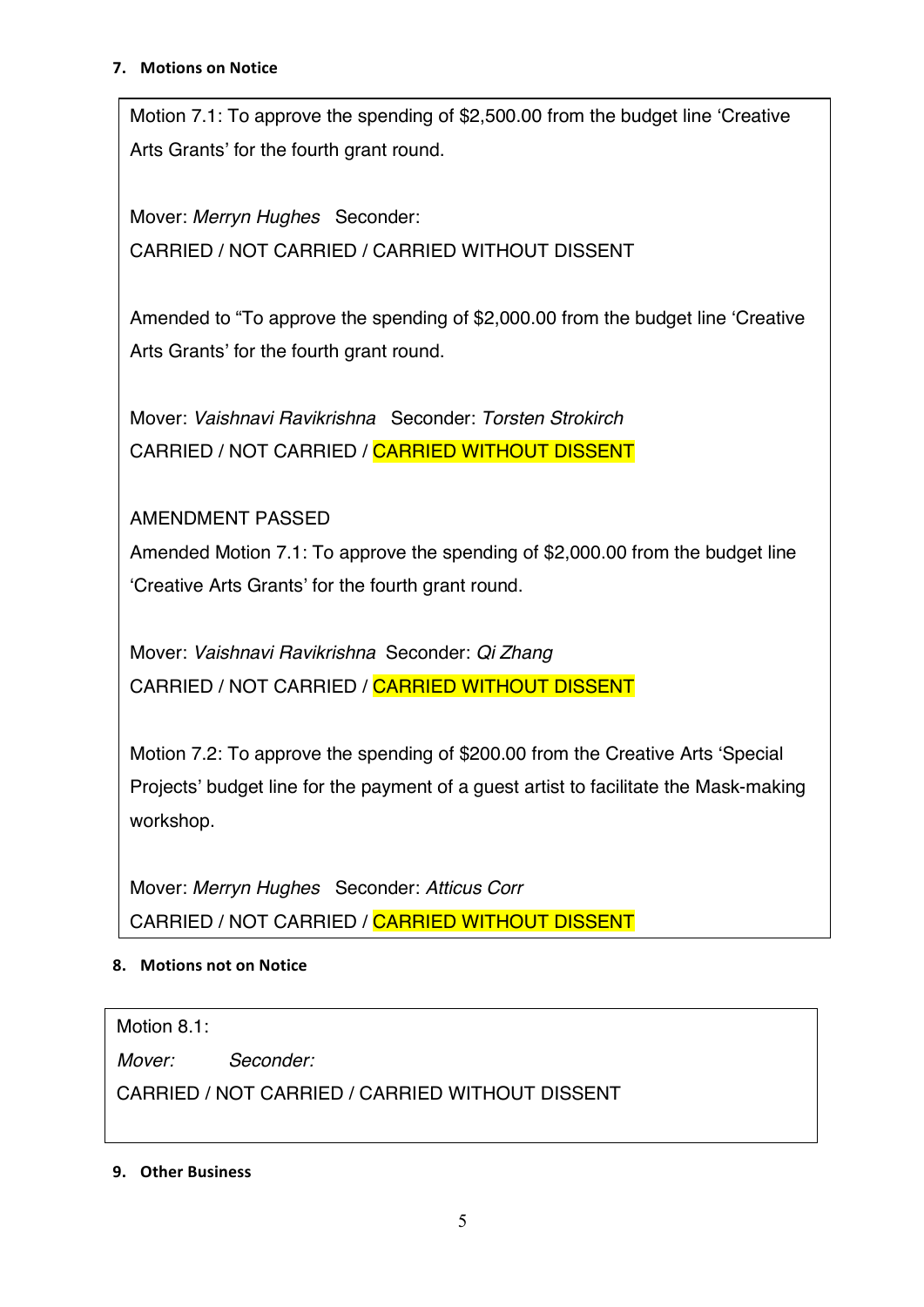## 7. Motions on Notice

Motion 7.1: To approve the spending of $2,500.00 from the budget line 'Creative Arts Grants' for the fourth grant round.

Mover: *Merryn Hughes* Seconder:

CARRIED / NOT CARRIED / CARRIED WITHOUT DISSENT

Amended to "To approve the spending of $2,000.00 from the budget line 'Creative Arts Grants' for the fourth grant round.

Mover: *Vaishnavi Ravikrishna* Seconder: *Torsten Strokirch*

CARRIED / NOT CARRIED / CARRIED WITHOUT DISSENT

AMENDMENT PASSED

Amended Motion 7.1: To approve the spending of $2,000.00 from the budget line 'Creative Arts Grants' for the fourth grant round.

Mover: *Vaishnavi Ravikrishna* Seconder: *Qi Zhang*

CARRIED / NOT CARRIED / CARRIED WITHOUT DISSENT

Motion 7.2: To approve the spending of $200.00 from the Creative Arts 'Special Projects' budget line for the payment of a guest artist to facilitate the Mask-making workshop.

Mover: *Merryn Hughes* Seconder: *Atticus Corr*

CARRIED / NOT CARRIED / CARRIED WITHOUT DISSENT

## 8. Motions not on Notice

Motion 8.1:

*Mover:* *Seconder:*

CARRIED / NOT CARRIED / CARRIED WITHOUT DISSENT

## 9. Other Business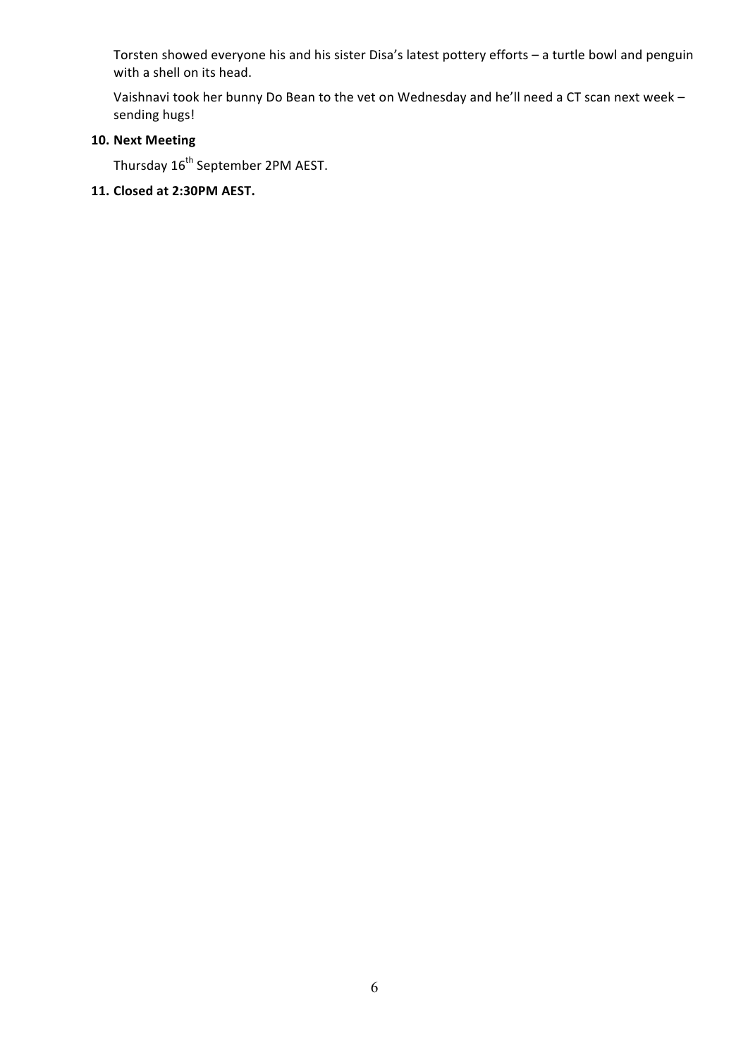Torsten showed everyone his and his sister Disa's latest pottery efforts – a turtle bowl and penguin with a shell on its head.

Vaishnavi took her bunny Do Bean to the vet on Wednesday and he'll need a CT scan next week – sending hugs!

**10. Next Meeting**

Thursday 16th September 2PM AEST.

**11. Closed at 2:30PM AEST.**